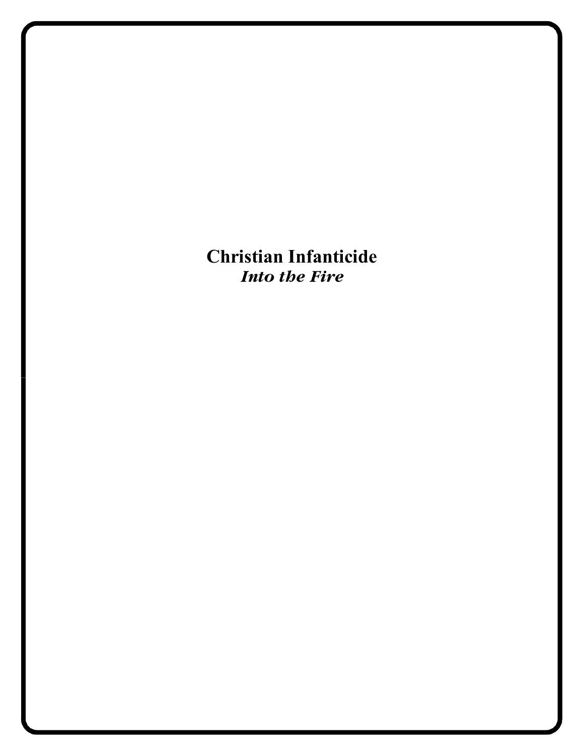# Christian Infanticide

***Into the Fire***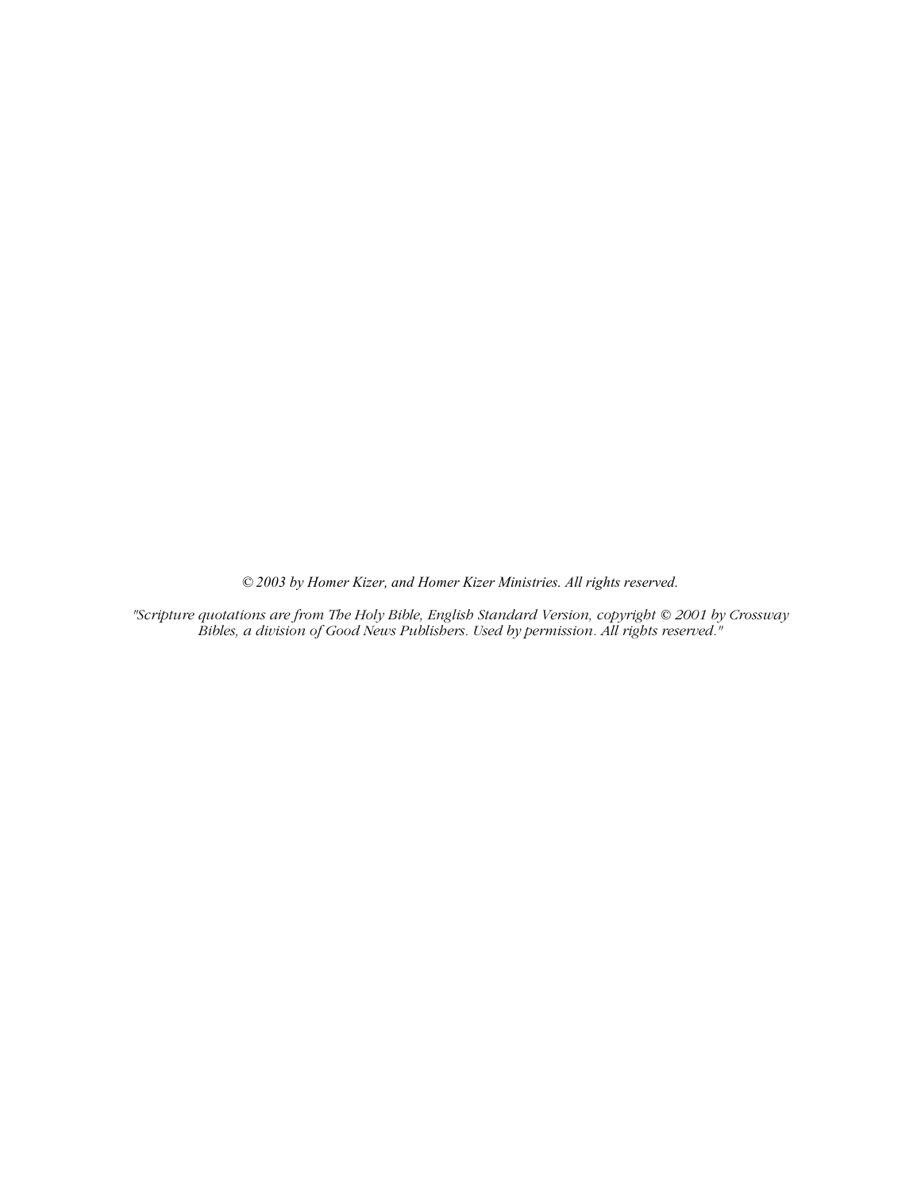*© 2003 by Homer Kizer, and Homer Kizer Ministries. All rights reserved.*

*"Scripture quotations are from The Holy Bible, English Standard Version, copyright © 2001 by Crossway Bibles, a division of Good News Publishers. Used by permission. All rights reserved."*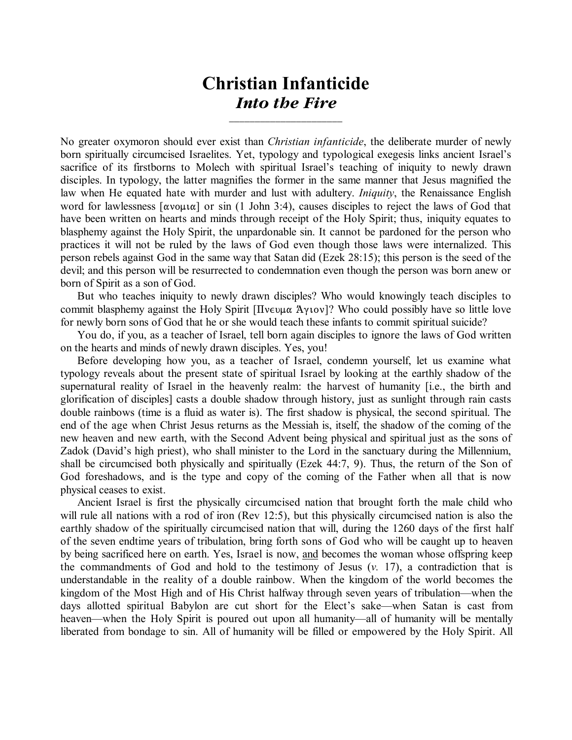# Christian Infanticide
## *Into the Fire*

---

No greater oxymoron should ever exist than *Christian infanticide*, the deliberate murder of newly born spiritually circumcised Israelites. Yet, typology and typological exegesis links ancient Israel's sacrifice of its firstborns to Molech with spiritual Israel's teaching of iniquity to newly drawn disciples. In typology, the latter magnifies the former in the same manner that Jesus magnified the law when He equated hate with murder and lust with adultery. *Iniquity*, the Renaissance English word for lawlessness [ανομια] or sin (1 John 3:4), causes disciples to reject the laws of God that have been written on hearts and minds through receipt of the Holy Spirit; thus, iniquity equates to blasphemy against the Holy Spirit, the unpardonable sin. It cannot be pardoned for the person who practices it will not be ruled by the laws of God even though those laws were internalized. This person rebels against God in the same way that Satan did (Ezek 28:15); this person is the seed of the devil; and this person will be resurrected to condemnation even though the person was born anew or born of Spirit as a son of God.

But who teaches iniquity to newly drawn disciples? Who would knowingly teach disciples to commit blasphemy against the Holy Spirit [Πνευμα Ἅγιον]? Who could possibly have so little love for newly born sons of God that he or she would teach these infants to commit spiritual suicide?

You do, if you, as a teacher of Israel, tell born again disciples to ignore the laws of God written on the hearts and minds of newly drawn disciples. Yes, you!

Before developing how you, as a teacher of Israel, condemn yourself, let us examine what typology reveals about the present state of spiritual Israel by looking at the earthly shadow of the supernatural reality of Israel in the heavenly realm: the harvest of humanity [i.e., the birth and glorification of disciples] casts a double shadow through history, just as sunlight through rain casts double rainbows (time is a fluid as water is). The first shadow is physical, the second spiritual. The end of the age when Christ Jesus returns as the Messiah is, itself, the shadow of the coming of the new heaven and new earth, with the Second Advent being physical and spiritual just as the sons of Zadok (David's high priest), who shall minister to the Lord in the sanctuary during the Millennium, shall be circumcised both physically and spiritually (Ezek 44:7, 9). Thus, the return of the Son of God foreshadows, and is the type and copy of the coming of the Father when all that is now physical ceases to exist.

Ancient Israel is first the physically circumcised nation that brought forth the male child who will rule all nations with a rod of iron (Rev 12:5), but this physically circumcised nation is also the earthly shadow of the spiritually circumcised nation that will, during the 1260 days of the first half of the seven endtime years of tribulation, bring forth sons of God who will be caught up to heaven by being sacrificed here on earth. Yes, Israel is now, <u>and</u> becomes the woman whose offspring keep the commandments of God and hold to the testimony of Jesus (*v.* 17), a contradiction that is understandable in the reality of a double rainbow. When the kingdom of the world becomes the kingdom of the Most High and of His Christ halfway through seven years of tribulation—when the days allotted spiritual Babylon are cut short for the Elect's sake—when Satan is cast from heaven—when the Holy Spirit is poured out upon all humanity—all of humanity will be mentally liberated from bondage to sin. All of humanity will be filled or empowered by the Holy Spirit. All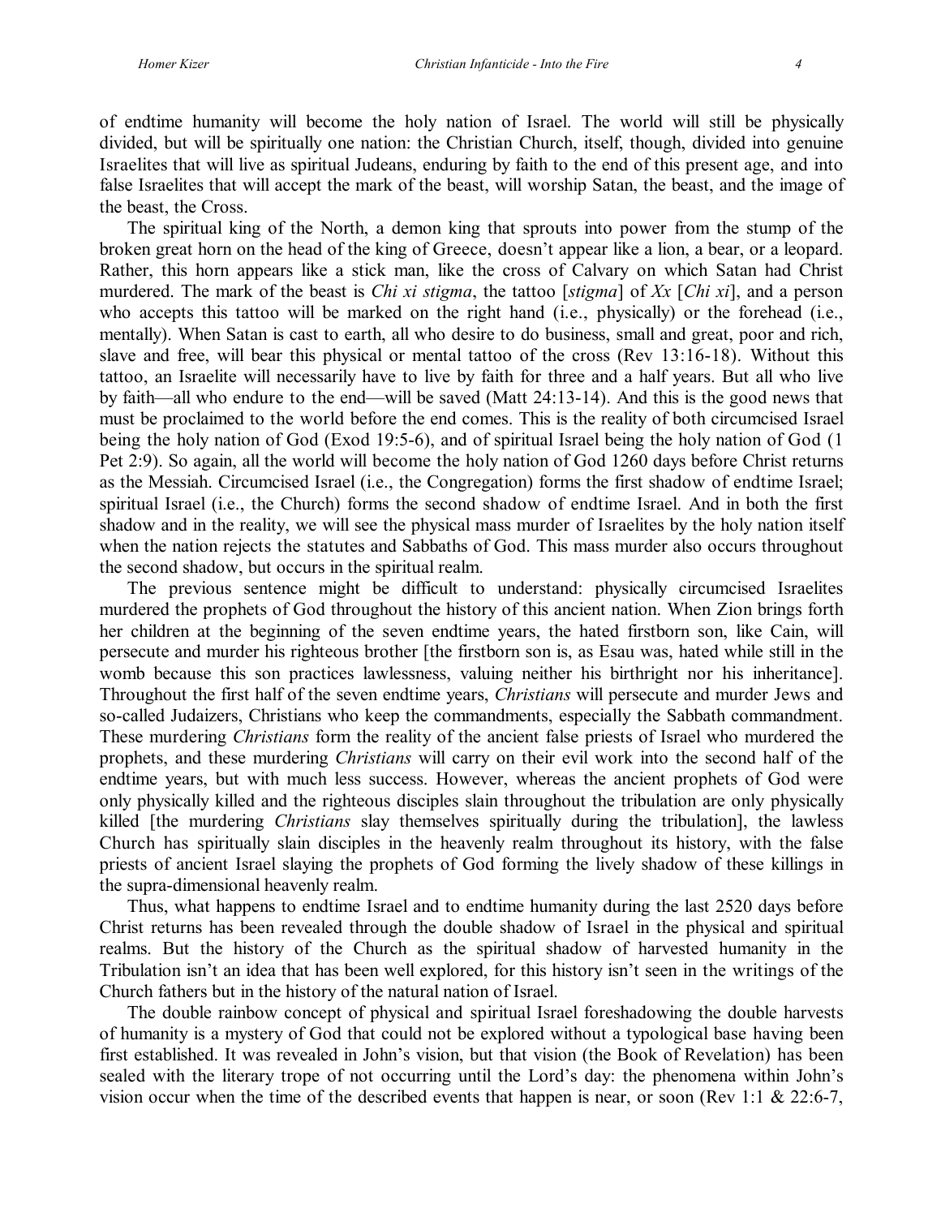of endtime humanity will become the holy nation of Israel. The world will still be physically divided, but will be spiritually one nation: the Christian Church, itself, though, divided into genuine Israelites that will live as spiritual Judeans, enduring by faith to the end of this present age, and into false Israelites that will accept the mark of the beast, will worship Satan, the beast, and the image of the beast, the Cross.

The spiritual king of the North, a demon king that sprouts into power from the stump of the broken great horn on the head of the king of Greece, doesn't appear like a lion, a bear, or a leopard. Rather, this horn appears like a stick man, like the cross of Calvary on which Satan had Christ murdered. The mark of the beast is *Chi xi stigma*, the tattoo [*stigma*] of *Xx* [*Chi xi*], and a person who accepts this tattoo will be marked on the right hand (i.e., physically) or the forehead (i.e., mentally). When Satan is cast to earth, all who desire to do business, small and great, poor and rich, slave and free, will bear this physical or mental tattoo of the cross (Rev 13:16-18). Without this tattoo, an Israelite will necessarily have to live by faith for three and a half years. But all who live by faith—all who endure to the end—will be saved (Matt 24:13-14). And this is the good news that must be proclaimed to the world before the end comes. This is the reality of both circumcised Israel being the holy nation of God (Exod 19:5-6), and of spiritual Israel being the holy nation of God (1 Pet 2:9). So again, all the world will become the holy nation of God 1260 days before Christ returns as the Messiah. Circumcised Israel (i.e., the Congregation) forms the first shadow of endtime Israel; spiritual Israel (i.e., the Church) forms the second shadow of endtime Israel. And in both the first shadow and in the reality, we will see the physical mass murder of Israelites by the holy nation itself when the nation rejects the statutes and Sabbaths of God. This mass murder also occurs throughout the second shadow, but occurs in the spiritual realm.

The previous sentence might be difficult to understand: physically circumcised Israelites murdered the prophets of God throughout the history of this ancient nation. When Zion brings forth her children at the beginning of the seven endtime years, the hated firstborn son, like Cain, will persecute and murder his righteous brother [the firstborn son is, as Esau was, hated while still in the womb because this son practices lawlessness, valuing neither his birthright nor his inheritance]. Throughout the first half of the seven endtime years, *Christians* will persecute and murder Jews and so-called Judaizers, Christians who keep the commandments, especially the Sabbath commandment. These murdering *Christians* form the reality of the ancient false priests of Israel who murdered the prophets, and these murdering *Christians* will carry on their evil work into the second half of the endtime years, but with much less success. However, whereas the ancient prophets of God were only physically killed and the righteous disciples slain throughout the tribulation are only physically killed [the murdering *Christians* slay themselves spiritually during the tribulation], the lawless Church has spiritually slain disciples in the heavenly realm throughout its history, with the false priests of ancient Israel slaying the prophets of God forming the lively shadow of these killings in the supra-dimensional heavenly realm.

Thus, what happens to endtime Israel and to endtime humanity during the last 2520 days before Christ returns has been revealed through the double shadow of Israel in the physical and spiritual realms. But the history of the Church as the spiritual shadow of harvested humanity in the Tribulation isn't an idea that has been well explored, for this history isn't seen in the writings of the Church fathers but in the history of the natural nation of Israel.

The double rainbow concept of physical and spiritual Israel foreshadowing the double harvests of humanity is a mystery of God that could not be explored without a typological base having been first established. It was revealed in John's vision, but that vision (the Book of Revelation) has been sealed with the literary trope of not occurring until the Lord's day: the phenomena within John's vision occur when the time of the described events that happen is near, or soon (Rev 1:1 & 22:6-7,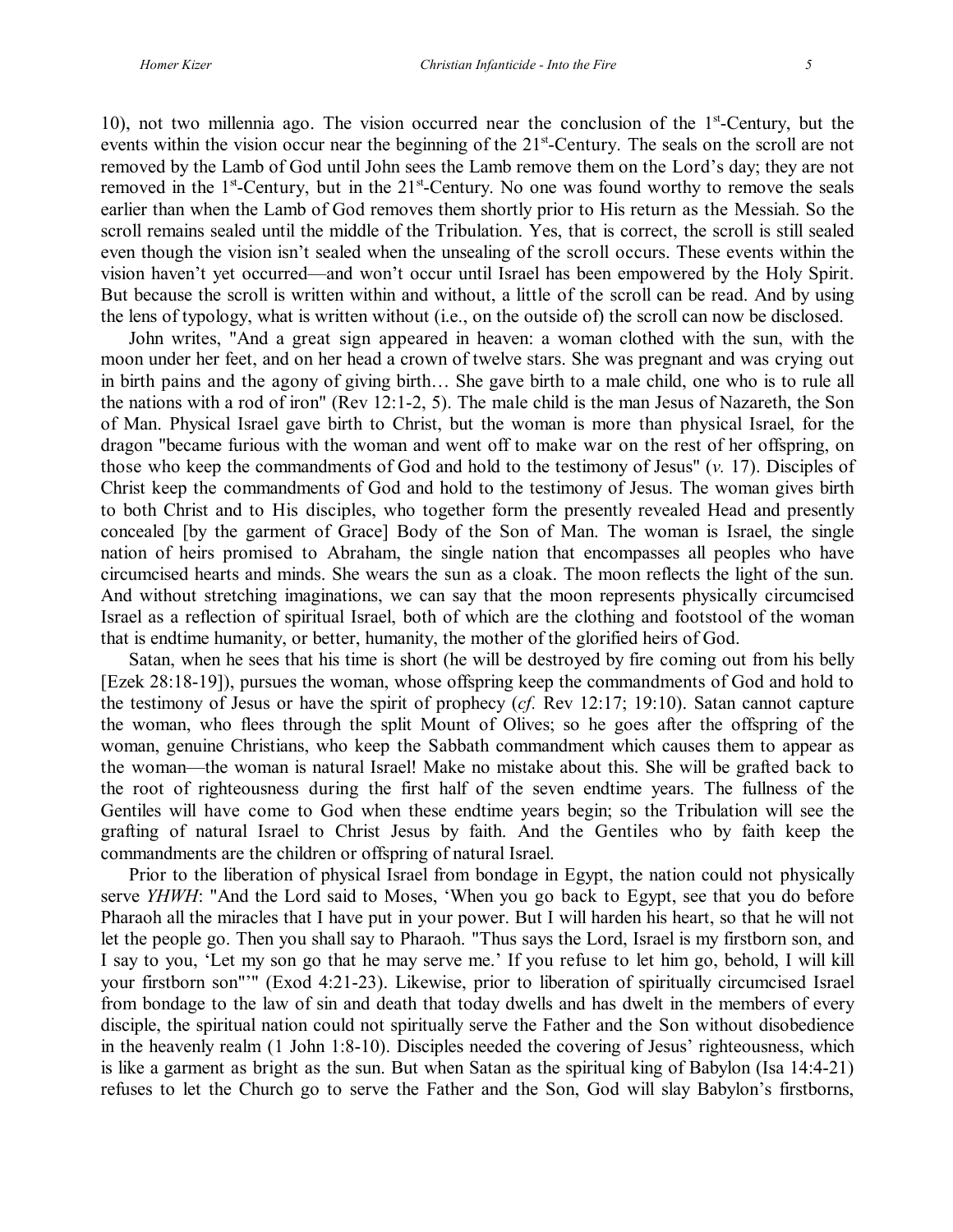10), not two millennia ago. The vision occurred near the conclusion of the 1st-Century, but the events within the vision occur near the beginning of the 21st-Century. The seals on the scroll are not removed by the Lamb of God until John sees the Lamb remove them on the Lord's day; they are not removed in the 1st-Century, but in the 21st-Century. No one was found worthy to remove the seals earlier than when the Lamb of God removes them shortly prior to His return as the Messiah. So the scroll remains sealed until the middle of the Tribulation. Yes, that is correct, the scroll is still sealed even though the vision isn't sealed when the unsealing of the scroll occurs. These events within the vision haven't yet occurred—and won't occur until Israel has been empowered by the Holy Spirit. But because the scroll is written within and without, a little of the scroll can be read. And by using the lens of typology, what is written without (i.e., on the outside of) the scroll can now be disclosed.

John writes, "And a great sign appeared in heaven: a woman clothed with the sun, with the moon under her feet, and on her head a crown of twelve stars. She was pregnant and was crying out in birth pains and the agony of giving birth… She gave birth to a male child, one who is to rule all the nations with a rod of iron" (Rev 12:1-2, 5). The male child is the man Jesus of Nazareth, the Son of Man. Physical Israel gave birth to Christ, but the woman is more than physical Israel, for the dragon "became furious with the woman and went off to make war on the rest of her offspring, on those who keep the commandments of God and hold to the testimony of Jesus" (*v.* 17). Disciples of Christ keep the commandments of God and hold to the testimony of Jesus. The woman gives birth to both Christ and to His disciples, who together form the presently revealed Head and presently concealed [by the garment of Grace] Body of the Son of Man. The woman is Israel, the single nation of heirs promised to Abraham, the single nation that encompasses all peoples who have circumcised hearts and minds. She wears the sun as a cloak. The moon reflects the light of the sun. And without stretching imaginations, we can say that the moon represents physically circumcised Israel as a reflection of spiritual Israel, both of which are the clothing and footstool of the woman that is endtime humanity, or better, humanity, the mother of the glorified heirs of God.

Satan, when he sees that his time is short (he will be destroyed by fire coming out from his belly [Ezek 28:18-19]), pursues the woman, whose offspring keep the commandments of God and hold to the testimony of Jesus or have the spirit of prophecy (*cf.* Rev 12:17; 19:10). Satan cannot capture the woman, who flees through the split Mount of Olives; so he goes after the offspring of the woman, genuine Christians, who keep the Sabbath commandment which causes them to appear as the woman—the woman is natural Israel! Make no mistake about this. She will be grafted back to the root of righteousness during the first half of the seven endtime years. The fullness of the Gentiles will have come to God when these endtime years begin; so the Tribulation will see the grafting of natural Israel to Christ Jesus by faith. And the Gentiles who by faith keep the commandments are the children or offspring of natural Israel.

Prior to the liberation of physical Israel from bondage in Egypt, the nation could not physically serve *YHWH*: "And the Lord said to Moses, 'When you go back to Egypt, see that you do before Pharaoh all the miracles that I have put in your power. But I will harden his heart, so that he will not let the people go. Then you shall say to Pharaoh. "Thus says the Lord, Israel is my firstborn son, and I say to you, 'Let my son go that he may serve me.' If you refuse to let him go, behold, I will kill your firstborn son"'" (Exod 4:21-23). Likewise, prior to liberation of spiritually circumcised Israel from bondage to the law of sin and death that today dwells and has dwelt in the members of every disciple, the spiritual nation could not spiritually serve the Father and the Son without disobedience in the heavenly realm (1 John 1:8-10). Disciples needed the covering of Jesus' righteousness, which is like a garment as bright as the sun. But when Satan as the spiritual king of Babylon (Isa 14:4-21) refuses to let the Church go to serve the Father and the Son, God will slay Babylon's firstborns,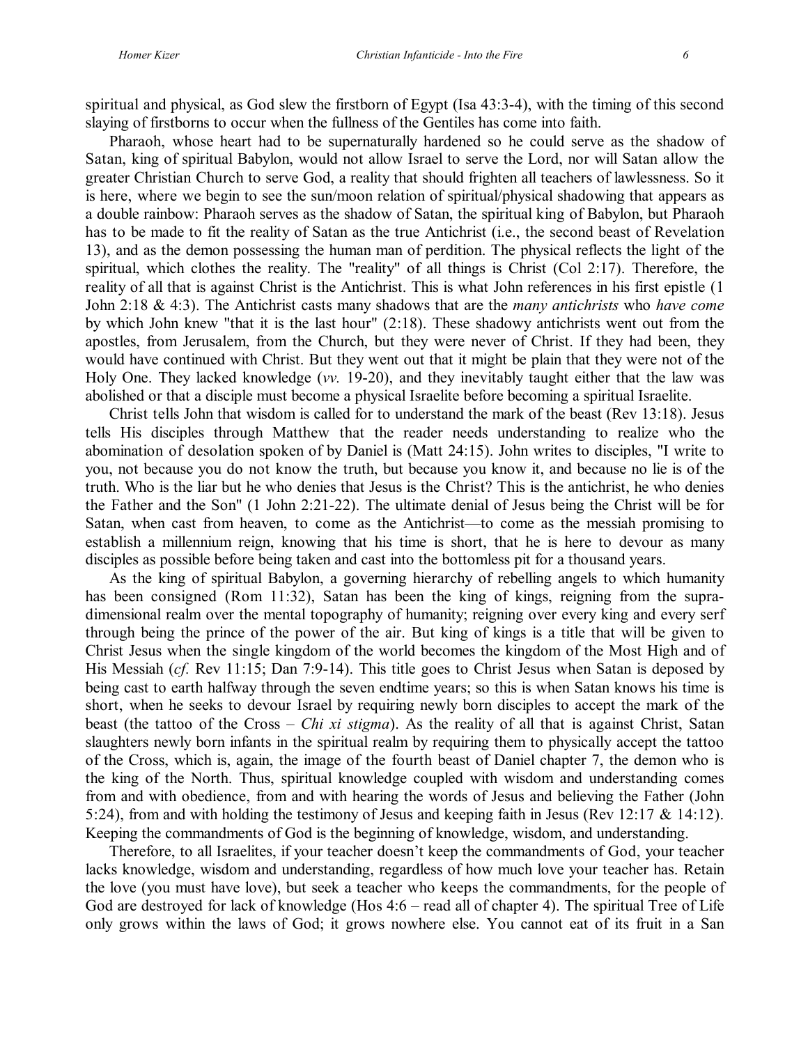spiritual and physical, as God slew the firstborn of Egypt (Isa 43:3-4), with the timing of this second slaying of firstborns to occur when the fullness of the Gentiles has come into faith.

Pharaoh, whose heart had to be supernaturally hardened so he could serve as the shadow of Satan, king of spiritual Babylon, would not allow Israel to serve the Lord, nor will Satan allow the greater Christian Church to serve God, a reality that should frighten all teachers of lawlessness. So it is here, where we begin to see the sun/moon relation of spiritual/physical shadowing that appears as a double rainbow: Pharaoh serves as the shadow of Satan, the spiritual king of Babylon, but Pharaoh has to be made to fit the reality of Satan as the true Antichrist (i.e., the second beast of Revelation 13), and as the demon possessing the human man of perdition. The physical reflects the light of the spiritual, which clothes the reality. The "reality" of all things is Christ (Col 2:17). Therefore, the reality of all that is against Christ is the Antichrist. This is what John references in his first epistle (1 John 2:18 & 4:3). The Antichrist casts many shadows that are the *many antichrists* who *have come* by which John knew "that it is the last hour" (2:18). These shadowy antichrists went out from the apostles, from Jerusalem, from the Church, but they were never of Christ. If they had been, they would have continued with Christ. But they went out that it might be plain that they were not of the Holy One. They lacked knowledge (*vv.* 19-20), and they inevitably taught either that the law was abolished or that a disciple must become a physical Israelite before becoming a spiritual Israelite.

Christ tells John that wisdom is called for to understand the mark of the beast (Rev 13:18). Jesus tells His disciples through Matthew that the reader needs understanding to realize who the abomination of desolation spoken of by Daniel is (Matt 24:15). John writes to disciples, "I write to you, not because you do not know the truth, but because you know it, and because no lie is of the truth. Who is the liar but he who denies that Jesus is the Christ? This is the antichrist, he who denies the Father and the Son" (1 John 2:21-22). The ultimate denial of Jesus being the Christ will be for Satan, when cast from heaven, to come as the Antichrist—to come as the messiah promising to establish a millennium reign, knowing that his time is short, that he is here to devour as many disciples as possible before being taken and cast into the bottomless pit for a thousand years.

As the king of spiritual Babylon, a governing hierarchy of rebelling angels to which humanity has been consigned (Rom 11:32), Satan has been the king of kings, reigning from the supra-dimensional realm over the mental topography of humanity; reigning over every king and every serf through being the prince of the power of the air. But king of kings is a title that will be given to Christ Jesus when the single kingdom of the world becomes the kingdom of the Most High and of His Messiah (*cf.* Rev 11:15; Dan 7:9-14). This title goes to Christ Jesus when Satan is deposed by being cast to earth halfway through the seven endtime years; so this is when Satan knows his time is short, when he seeks to devour Israel by requiring newly born disciples to accept the mark of the beast (the tattoo of the Cross – *Chi xi stigma*). As the reality of all that is against Christ, Satan slaughters newly born infants in the spiritual realm by requiring them to physically accept the tattoo of the Cross, which is, again, the image of the fourth beast of Daniel chapter 7, the demon who is the king of the North. Thus, spiritual knowledge coupled with wisdom and understanding comes from and with obedience, from and with hearing the words of Jesus and believing the Father (John 5:24), from and with holding the testimony of Jesus and keeping faith in Jesus (Rev 12:17 & 14:12). Keeping the commandments of God is the beginning of knowledge, wisdom, and understanding.

Therefore, to all Israelites, if your teacher doesn't keep the commandments of God, your teacher lacks knowledge, wisdom and understanding, regardless of how much love your teacher has. Retain the love (you must have love), but seek a teacher who keeps the commandments, for the people of God are destroyed for lack of knowledge (Hos 4:6 – read all of chapter 4). The spiritual Tree of Life only grows within the laws of God; it grows nowhere else. You cannot eat of its fruit in a San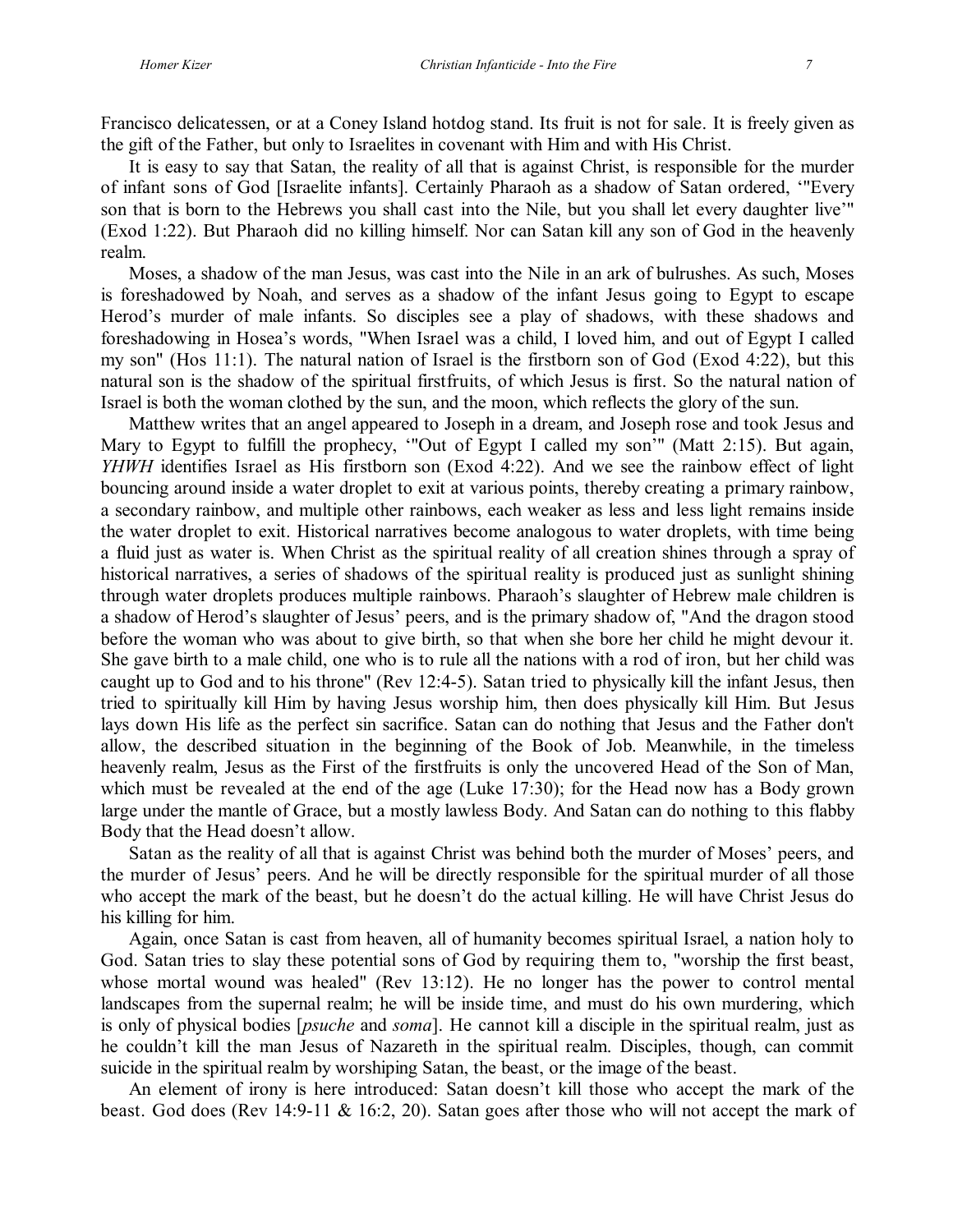Francisco delicatessen, or at a Coney Island hotdog stand. Its fruit is not for sale. It is freely given as the gift of the Father, but only to Israelites in covenant with Him and with His Christ.

It is easy to say that Satan, the reality of all that is against Christ, is responsible for the murder of infant sons of God [Israelite infants]. Certainly Pharaoh as a shadow of Satan ordered, '"Every son that is born to the Hebrews you shall cast into the Nile, but you shall let every daughter live'" (Exod 1:22). But Pharaoh did no killing himself. Nor can Satan kill any son of God in the heavenly realm.

Moses, a shadow of the man Jesus, was cast into the Nile in an ark of bulrushes. As such, Moses is foreshadowed by Noah, and serves as a shadow of the infant Jesus going to Egypt to escape Herod's murder of male infants. So disciples see a play of shadows, with these shadows and foreshadowing in Hosea's words, "When Israel was a child, I loved him, and out of Egypt I called my son" (Hos 11:1). The natural nation of Israel is the firstborn son of God (Exod 4:22), but this natural son is the shadow of the spiritual firstfruits, of which Jesus is first. So the natural nation of Israel is both the woman clothed by the sun, and the moon, which reflects the glory of the sun.

Matthew writes that an angel appeared to Joseph in a dream, and Joseph rose and took Jesus and Mary to Egypt to fulfill the prophecy, '"Out of Egypt I called my son'" (Matt 2:15). But again, *YHWH* identifies Israel as His firstborn son (Exod 4:22). And we see the rainbow effect of light bouncing around inside a water droplet to exit at various points, thereby creating a primary rainbow, a secondary rainbow, and multiple other rainbows, each weaker as less and less light remains inside the water droplet to exit. Historical narratives become analogous to water droplets, with time being a fluid just as water is. When Christ as the spiritual reality of all creation shines through a spray of historical narratives, a series of shadows of the spiritual reality is produced just as sunlight shining through water droplets produces multiple rainbows. Pharaoh's slaughter of Hebrew male children is a shadow of Herod's slaughter of Jesus' peers, and is the primary shadow of, "And the dragon stood before the woman who was about to give birth, so that when she bore her child he might devour it. She gave birth to a male child, one who is to rule all the nations with a rod of iron, but her child was caught up to God and to his throne" (Rev 12:4-5). Satan tried to physically kill the infant Jesus, then tried to spiritually kill Him by having Jesus worship him, then does physically kill Him. But Jesus lays down His life as the perfect sin sacrifice. Satan can do nothing that Jesus and the Father don't allow, the described situation in the beginning of the Book of Job. Meanwhile, in the timeless heavenly realm, Jesus as the First of the firstfruits is only the uncovered Head of the Son of Man, which must be revealed at the end of the age (Luke 17:30); for the Head now has a Body grown large under the mantle of Grace, but a mostly lawless Body. And Satan can do nothing to this flabby Body that the Head doesn't allow.

Satan as the reality of all that is against Christ was behind both the murder of Moses' peers, and the murder of Jesus' peers. And he will be directly responsible for the spiritual murder of all those who accept the mark of the beast, but he doesn't do the actual killing. He will have Christ Jesus do his killing for him.

Again, once Satan is cast from heaven, all of humanity becomes spiritual Israel, a nation holy to God. Satan tries to slay these potential sons of God by requiring them to, "worship the first beast, whose mortal wound was healed" (Rev 13:12). He no longer has the power to control mental landscapes from the supernal realm; he will be inside time, and must do his own murdering, which is only of physical bodies [*psuche* and *soma*]. He cannot kill a disciple in the spiritual realm, just as he couldn't kill the man Jesus of Nazareth in the spiritual realm. Disciples, though, can commit suicide in the spiritual realm by worshiping Satan, the beast, or the image of the beast.

An element of irony is here introduced: Satan doesn't kill those who accept the mark of the beast. God does (Rev 14:9-11 & 16:2, 20). Satan goes after those who will not accept the mark of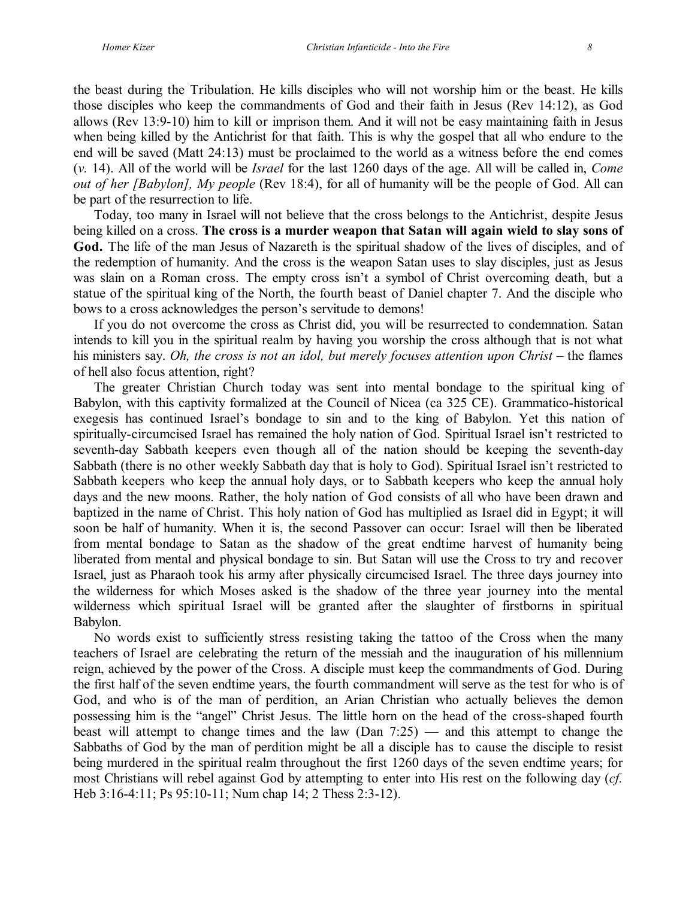the beast during the Tribulation. He kills disciples who will not worship him or the beast. He kills those disciples who keep the commandments of God and their faith in Jesus (Rev 14:12), as God allows (Rev 13:9-10) him to kill or imprison them. And it will not be easy maintaining faith in Jesus when being killed by the Antichrist for that faith. This is why the gospel that all who endure to the end will be saved (Matt 24:13) must be proclaimed to the world as a witness before the end comes (*v.* 14). All of the world will be *Israel* for the last 1260 days of the age. All will be called in, *Come out of her [Babylon], My people* (Rev 18:4), for all of humanity will be the people of God. All can be part of the resurrection to life.

Today, too many in Israel will not believe that the cross belongs to the Antichrist, despite Jesus being killed on a cross. **The cross is a murder weapon that Satan will again wield to slay sons of God.** The life of the man Jesus of Nazareth is the spiritual shadow of the lives of disciples, and of the redemption of humanity. And the cross is the weapon Satan uses to slay disciples, just as Jesus was slain on a Roman cross. The empty cross isn't a symbol of Christ overcoming death, but a statue of the spiritual king of the North, the fourth beast of Daniel chapter 7. And the disciple who bows to a cross acknowledges the person's servitude to demons!

If you do not overcome the cross as Christ did, you will be resurrected to condemnation. Satan intends to kill you in the spiritual realm by having you worship the cross although that is not what his ministers say. *Oh, the cross is not an idol, but merely focuses attention upon Christ* – the flames of hell also focus attention, right?

The greater Christian Church today was sent into mental bondage to the spiritual king of Babylon, with this captivity formalized at the Council of Nicea (ca 325 CE). Grammatico-historical exegesis has continued Israel's bondage to sin and to the king of Babylon. Yet this nation of spiritually-circumcised Israel has remained the holy nation of God. Spiritual Israel isn't restricted to seventh-day Sabbath keepers even though all of the nation should be keeping the seventh-day Sabbath (there is no other weekly Sabbath day that is holy to God). Spiritual Israel isn't restricted to Sabbath keepers who keep the annual holy days, or to Sabbath keepers who keep the annual holy days and the new moons. Rather, the holy nation of God consists of all who have been drawn and baptized in the name of Christ. This holy nation of God has multiplied as Israel did in Egypt; it will soon be half of humanity. When it is, the second Passover can occur: Israel will then be liberated from mental bondage to Satan as the shadow of the great endtime harvest of humanity being liberated from mental and physical bondage to sin. But Satan will use the Cross to try and recover Israel, just as Pharaoh took his army after physically circumcised Israel. The three days journey into the wilderness for which Moses asked is the shadow of the three year journey into the mental wilderness which spiritual Israel will be granted after the slaughter of firstborns in spiritual Babylon.

No words exist to sufficiently stress resisting taking the tattoo of the Cross when the many teachers of Israel are celebrating the return of the messiah and the inauguration of his millennium reign, achieved by the power of the Cross. A disciple must keep the commandments of God. During the first half of the seven endtime years, the fourth commandment will serve as the test for who is of God, and who is of the man of perdition, an Arian Christian who actually believes the demon possessing him is the "angel" Christ Jesus. The little horn on the head of the cross-shaped fourth beast will attempt to change times and the law (Dan 7:25) — and this attempt to change the Sabbaths of God by the man of perdition might be all a disciple has to cause the disciple to resist being murdered in the spiritual realm throughout the first 1260 days of the seven endtime years; for most Christians will rebel against God by attempting to enter into His rest on the following day (*cf.* Heb 3:16-4:11; Ps 95:10-11; Num chap 14; 2 Thess 2:3-12).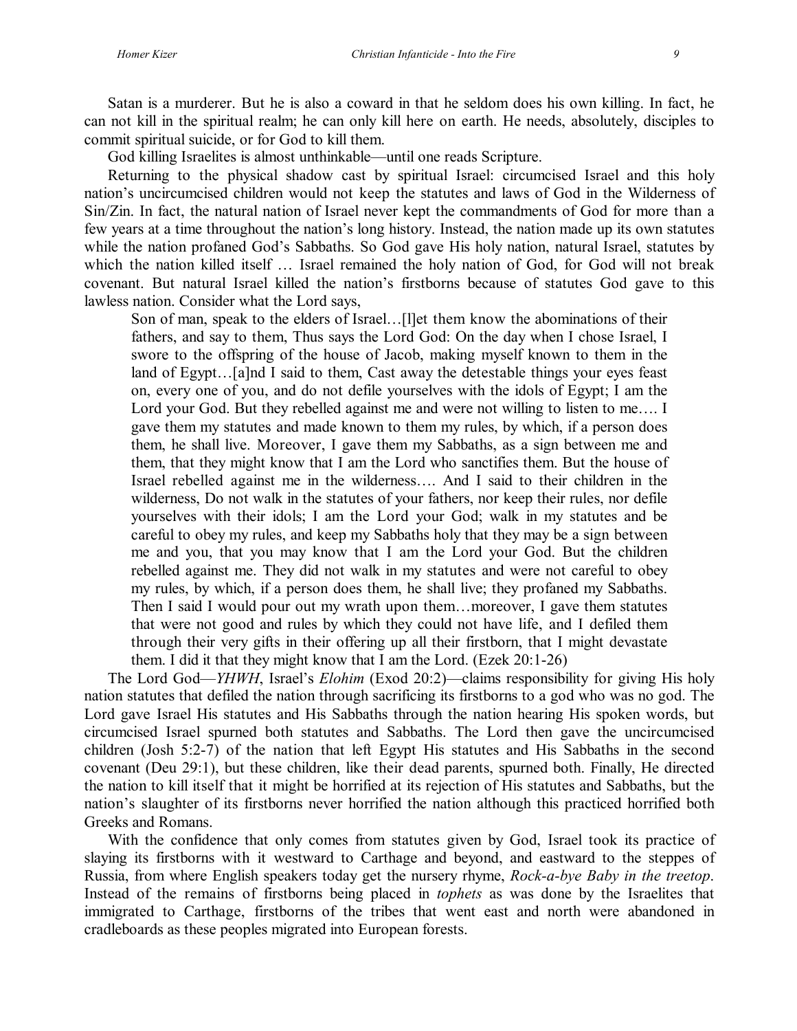Satan is a murderer. But he is also a coward in that he seldom does his own killing. In fact, he can not kill in the spiritual realm; he can only kill here on earth. He needs, absolutely, disciples to commit spiritual suicide, or for God to kill them.

God killing Israelites is almost unthinkable—until one reads Scripture.

Returning to the physical shadow cast by spiritual Israel: circumcised Israel and this holy nation's uncircumcised children would not keep the statutes and laws of God in the Wilderness of Sin/Zin. In fact, the natural nation of Israel never kept the commandments of God for more than a few years at a time throughout the nation's long history. Instead, the nation made up its own statutes while the nation profaned God's Sabbaths. So God gave His holy nation, natural Israel, statutes by which the nation killed itself … Israel remained the holy nation of God, for God will not break covenant. But natural Israel killed the nation's firstborns because of statutes God gave to this lawless nation. Consider what the Lord says,

> Son of man, speak to the elders of Israel…[l]et them know the abominations of their fathers, and say to them, Thus says the Lord God: On the day when I chose Israel, I swore to the offspring of the house of Jacob, making myself known to them in the land of Egypt…[a]nd I said to them, Cast away the detestable things your eyes feast on, every one of you, and do not defile yourselves with the idols of Egypt; I am the Lord your God. But they rebelled against me and were not willing to listen to me…. I gave them my statutes and made known to them my rules, by which, if a person does them, he shall live. Moreover, I gave them my Sabbaths, as a sign between me and them, that they might know that I am the Lord who sanctifies them. But the house of Israel rebelled against me in the wilderness…. And I said to their children in the wilderness, Do not walk in the statutes of your fathers, nor keep their rules, nor defile yourselves with their idols; I am the Lord your God; walk in my statutes and be careful to obey my rules, and keep my Sabbaths holy that they may be a sign between me and you, that you may know that I am the Lord your God. But the children rebelled against me. They did not walk in my statutes and were not careful to obey my rules, by which, if a person does them, he shall live; they profaned my Sabbaths. Then I said I would pour out my wrath upon them…moreover, I gave them statutes that were not good and rules by which they could not have life, and I defiled them through their very gifts in their offering up all their firstborn, that I might devastate them. I did it that they might know that I am the Lord. (Ezek 20:1-26)

The Lord God—*YHWH*, Israel's *Elohim* (Exod 20:2)—claims responsibility for giving His holy nation statutes that defiled the nation through sacrificing its firstborns to a god who was no god. The Lord gave Israel His statutes and His Sabbaths through the nation hearing His spoken words, but circumcised Israel spurned both statutes and Sabbaths. The Lord then gave the uncircumcised children (Josh 5:2-7) of the nation that left Egypt His statutes and His Sabbaths in the second covenant (Deu 29:1), but these children, like their dead parents, spurned both. Finally, He directed the nation to kill itself that it might be horrified at its rejection of His statutes and Sabbaths, but the nation's slaughter of its firstborns never horrified the nation although this practiced horrified both Greeks and Romans.

With the confidence that only comes from statutes given by God, Israel took its practice of slaying its firstborns with it westward to Carthage and beyond, and eastward to the steppes of Russia, from where English speakers today get the nursery rhyme, *Rock-a-bye Baby in the treetop*. Instead of the remains of firstborns being placed in *tophets* as was done by the Israelites that immigrated to Carthage, firstborns of the tribes that went east and north were abandoned in cradleboards as these peoples migrated into European forests.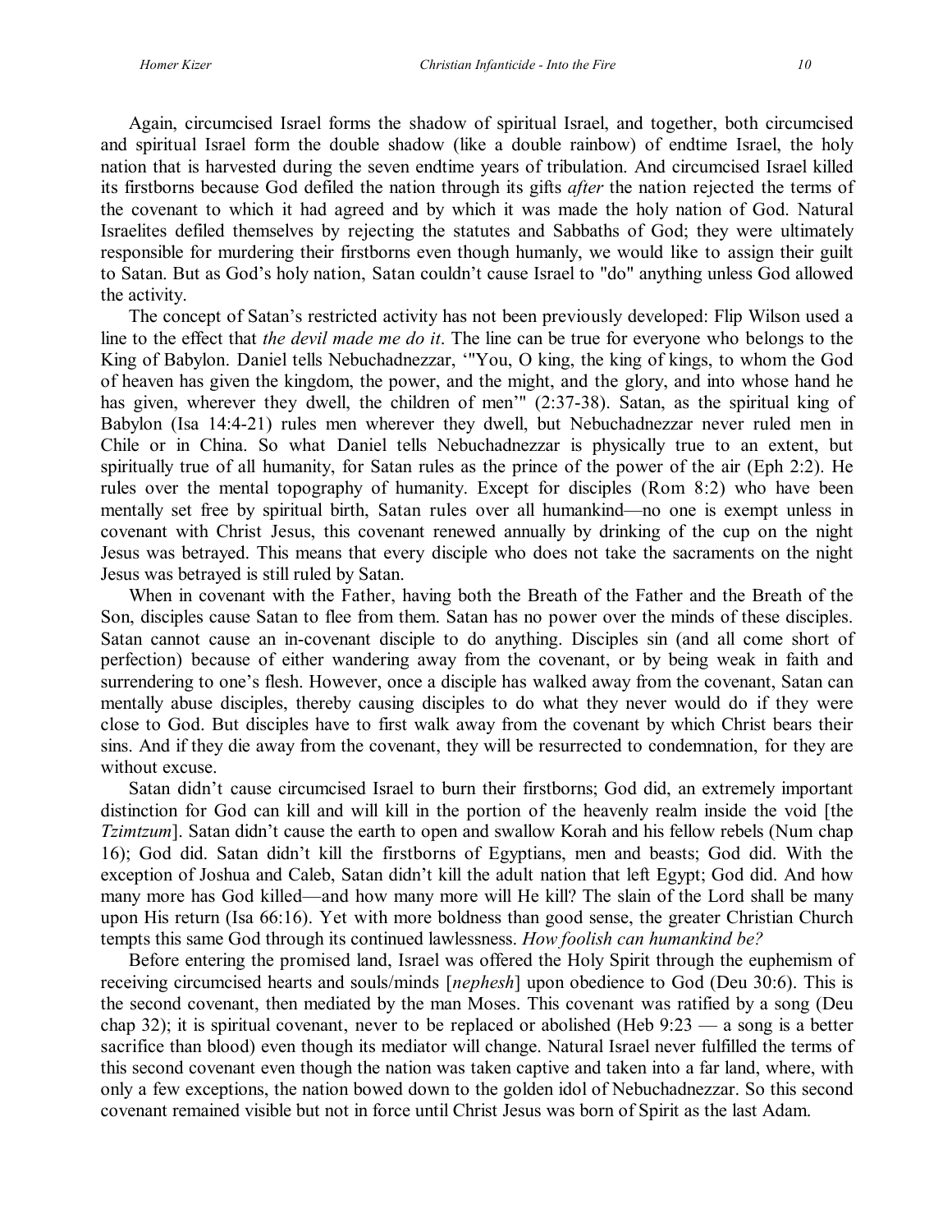Again, circumcised Israel forms the shadow of spiritual Israel, and together, both circumcised and spiritual Israel form the double shadow (like a double rainbow) of endtime Israel, the holy nation that is harvested during the seven endtime years of tribulation. And circumcised Israel killed its firstborns because God defiled the nation through its gifts *after* the nation rejected the terms of the covenant to which it had agreed and by which it was made the holy nation of God. Natural Israelites defiled themselves by rejecting the statutes and Sabbaths of God; they were ultimately responsible for murdering their firstborns even though humanly, we would like to assign their guilt to Satan. But as God's holy nation, Satan couldn't cause Israel to "do" anything unless God allowed the activity.

The concept of Satan's restricted activity has not been previously developed: Flip Wilson used a line to the effect that *the devil made me do it*. The line can be true for everyone who belongs to the King of Babylon. Daniel tells Nebuchadnezzar, '"You, O king, the king of kings, to whom the God of heaven has given the kingdom, the power, and the might, and the glory, and into whose hand he has given, wherever they dwell, the children of men'" (2:37-38). Satan, as the spiritual king of Babylon (Isa 14:4-21) rules men wherever they dwell, but Nebuchadnezzar never ruled men in Chile or in China. So what Daniel tells Nebuchadnezzar is physically true to an extent, but spiritually true of all humanity, for Satan rules as the prince of the power of the air (Eph 2:2). He rules over the mental topography of humanity. Except for disciples (Rom 8:2) who have been mentally set free by spiritual birth, Satan rules over all humankind—no one is exempt unless in covenant with Christ Jesus, this covenant renewed annually by drinking of the cup on the night Jesus was betrayed. This means that every disciple who does not take the sacraments on the night Jesus was betrayed is still ruled by Satan.

When in covenant with the Father, having both the Breath of the Father and the Breath of the Son, disciples cause Satan to flee from them. Satan has no power over the minds of these disciples. Satan cannot cause an in-covenant disciple to do anything. Disciples sin (and all come short of perfection) because of either wandering away from the covenant, or by being weak in faith and surrendering to one's flesh. However, once a disciple has walked away from the covenant, Satan can mentally abuse disciples, thereby causing disciples to do what they never would do if they were close to God. But disciples have to first walk away from the covenant by which Christ bears their sins. And if they die away from the covenant, they will be resurrected to condemnation, for they are without excuse.

Satan didn't cause circumcised Israel to burn their firstborns; God did, an extremely important distinction for God can kill and will kill in the portion of the heavenly realm inside the void [the *Tzimtzum*]. Satan didn't cause the earth to open and swallow Korah and his fellow rebels (Num chap 16); God did. Satan didn't kill the firstborns of Egyptians, men and beasts; God did. With the exception of Joshua and Caleb, Satan didn't kill the adult nation that left Egypt; God did. And how many more has God killed—and how many more will He kill? The slain of the Lord shall be many upon His return (Isa 66:16). Yet with more boldness than good sense, the greater Christian Church tempts this same God through its continued lawlessness. *How foolish can humankind be?*

Before entering the promised land, Israel was offered the Holy Spirit through the euphemism of receiving circumcised hearts and souls/minds [*nephesh*] upon obedience to God (Deu 30:6). This is the second covenant, then mediated by the man Moses. This covenant was ratified by a song (Deu chap 32); it is spiritual covenant, never to be replaced or abolished (Heb 9:23 — a song is a better sacrifice than blood) even though its mediator will change. Natural Israel never fulfilled the terms of this second covenant even though the nation was taken captive and taken into a far land, where, with only a few exceptions, the nation bowed down to the golden idol of Nebuchadnezzar. So this second covenant remained visible but not in force until Christ Jesus was born of Spirit as the last Adam.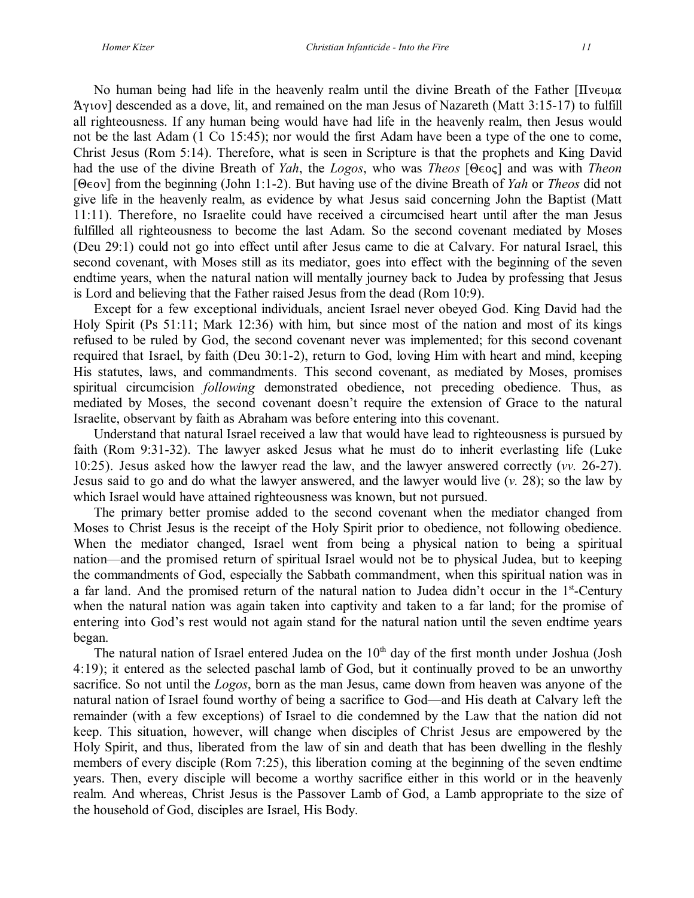No human being had life in the heavenly realm until the divine Breath of the Father [Πνευμα Ἅγιον] descended as a dove, lit, and remained on the man Jesus of Nazareth (Matt 3:15-17) to fulfill all righteousness. If any human being would have had life in the heavenly realm, then Jesus would not be the last Adam (1 Co 15:45); nor would the first Adam have been a type of the one to come, Christ Jesus (Rom 5:14). Therefore, what is seen in Scripture is that the prophets and King David had the use of the divine Breath of *Yah*, the *Logos*, who was *Theos* [Θεος] and was with *Theon* [Θεον] from the beginning (John 1:1-2). But having use of the divine Breath of *Yah* or *Theos* did not give life in the heavenly realm, as evidence by what Jesus said concerning John the Baptist (Matt 11:11). Therefore, no Israelite could have received a circumcised heart until after the man Jesus fulfilled all righteousness to become the last Adam. So the second covenant mediated by Moses (Deu 29:1) could not go into effect until after Jesus came to die at Calvary. For natural Israel, this second covenant, with Moses still as its mediator, goes into effect with the beginning of the seven endtime years, when the natural nation will mentally journey back to Judea by professing that Jesus is Lord and believing that the Father raised Jesus from the dead (Rom 10:9).

Except for a few exceptional individuals, ancient Israel never obeyed God. King David had the Holy Spirit (Ps 51:11; Mark 12:36) with him, but since most of the nation and most of its kings refused to be ruled by God, the second covenant never was implemented; for this second covenant required that Israel, by faith (Deu 30:1-2), return to God, loving Him with heart and mind, keeping His statutes, laws, and commandments. This second covenant, as mediated by Moses, promises spiritual circumcision *following* demonstrated obedience, not preceding obedience. Thus, as mediated by Moses, the second covenant doesn't require the extension of Grace to the natural Israelite, observant by faith as Abraham was before entering into this covenant.

Understand that natural Israel received a law that would have lead to righteousness is pursued by faith (Rom 9:31-32). The lawyer asked Jesus what he must do to inherit everlasting life (Luke 10:25). Jesus asked how the lawyer read the law, and the lawyer answered correctly (*vv.* 26-27). Jesus said to go and do what the lawyer answered, and the lawyer would live (*v.* 28); so the law by which Israel would have attained righteousness was known, but not pursued.

The primary better promise added to the second covenant when the mediator changed from Moses to Christ Jesus is the receipt of the Holy Spirit prior to obedience, not following obedience. When the mediator changed, Israel went from being a physical nation to being a spiritual nation—and the promised return of spiritual Israel would not be to physical Judea, but to keeping the commandments of God, especially the Sabbath commandment, when this spiritual nation was in a far land. And the promised return of the natural nation to Judea didn't occur in the 1st-Century when the natural nation was again taken into captivity and taken to a far land; for the promise of entering into God's rest would not again stand for the natural nation until the seven endtime years began.

The natural nation of Israel entered Judea on the 10th day of the first month under Joshua (Josh 4:19); it entered as the selected paschal lamb of God, but it continually proved to be an unworthy sacrifice. So not until the *Logos*, born as the man Jesus, came down from heaven was anyone of the natural nation of Israel found worthy of being a sacrifice to God—and His death at Calvary left the remainder (with a few exceptions) of Israel to die condemned by the Law that the nation did not keep. This situation, however, will change when disciples of Christ Jesus are empowered by the Holy Spirit, and thus, liberated from the law of sin and death that has been dwelling in the fleshly members of every disciple (Rom 7:25), this liberation coming at the beginning of the seven endtime years. Then, every disciple will become a worthy sacrifice either in this world or in the heavenly realm. And whereas, Christ Jesus is the Passover Lamb of God, a Lamb appropriate to the size of the household of God, disciples are Israel, His Body.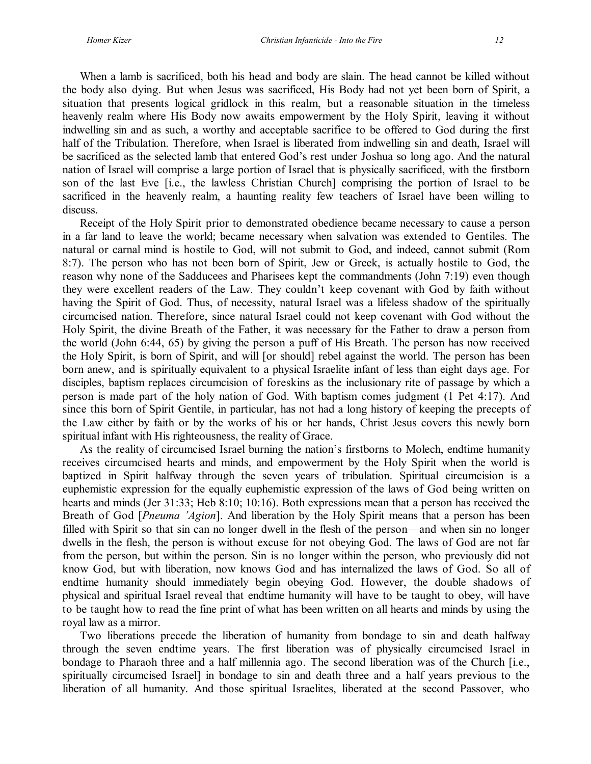When a lamb is sacrificed, both his head and body are slain. The head cannot be killed without the body also dying. But when Jesus was sacrificed, His Body had not yet been born of Spirit, a situation that presents logical gridlock in this realm, but a reasonable situation in the timeless heavenly realm where His Body now awaits empowerment by the Holy Spirit, leaving it without indwelling sin and as such, a worthy and acceptable sacrifice to be offered to God during the first half of the Tribulation. Therefore, when Israel is liberated from indwelling sin and death, Israel will be sacrificed as the selected lamb that entered God's rest under Joshua so long ago. And the natural nation of Israel will comprise a large portion of Israel that is physically sacrificed, with the firstborn son of the last Eve [i.e., the lawless Christian Church] comprising the portion of Israel to be sacrificed in the heavenly realm, a haunting reality few teachers of Israel have been willing to discuss.

Receipt of the Holy Spirit prior to demonstrated obedience became necessary to cause a person in a far land to leave the world; became necessary when salvation was extended to Gentiles. The natural or carnal mind is hostile to God, will not submit to God, and indeed, cannot submit (Rom 8:7). The person who has not been born of Spirit, Jew or Greek, is actually hostile to God, the reason why none of the Sadducees and Pharisees kept the commandments (John 7:19) even though they were excellent readers of the Law. They couldn't keep covenant with God by faith without having the Spirit of God. Thus, of necessity, natural Israel was a lifeless shadow of the spiritually circumcised nation. Therefore, since natural Israel could not keep covenant with God without the Holy Spirit, the divine Breath of the Father, it was necessary for the Father to draw a person from the world (John 6:44, 65) by giving the person a puff of His Breath. The person has now received the Holy Spirit, is born of Spirit, and will [or should] rebel against the world. The person has been born anew, and is spiritually equivalent to a physical Israelite infant of less than eight days age. For disciples, baptism replaces circumcision of foreskins as the inclusionary rite of passage by which a person is made part of the holy nation of God. With baptism comes judgment (1 Pet 4:17). And since this born of Spirit Gentile, in particular, has not had a long history of keeping the precepts of the Law either by faith or by the works of his or her hands, Christ Jesus covers this newly born spiritual infant with His righteousness, the reality of Grace.

As the reality of circumcised Israel burning the nation's firstborns to Molech, endtime humanity receives circumcised hearts and minds, and empowerment by the Holy Spirit when the world is baptized in Spirit halfway through the seven years of tribulation. Spiritual circumcision is a euphemistic expression for the equally euphemistic expression of the laws of God being written on hearts and minds (Jer 31:33; Heb 8:10; 10:16). Both expressions mean that a person has received the Breath of God [*Pneuma 'Agion*]. And liberation by the Holy Spirit means that a person has been filled with Spirit so that sin can no longer dwell in the flesh of the person—and when sin no longer dwells in the flesh, the person is without excuse for not obeying God. The laws of God are not far from the person, but within the person. Sin is no longer within the person, who previously did not know God, but with liberation, now knows God and has internalized the laws of God. So all of endtime humanity should immediately begin obeying God. However, the double shadows of physical and spiritual Israel reveal that endtime humanity will have to be taught to obey, will have to be taught how to read the fine print of what has been written on all hearts and minds by using the royal law as a mirror.

Two liberations precede the liberation of humanity from bondage to sin and death halfway through the seven endtime years. The first liberation was of physically circumcised Israel in bondage to Pharaoh three and a half millennia ago. The second liberation was of the Church [i.e., spiritually circumcised Israel] in bondage to sin and death three and a half years previous to the liberation of all humanity. And those spiritual Israelites, liberated at the second Passover, who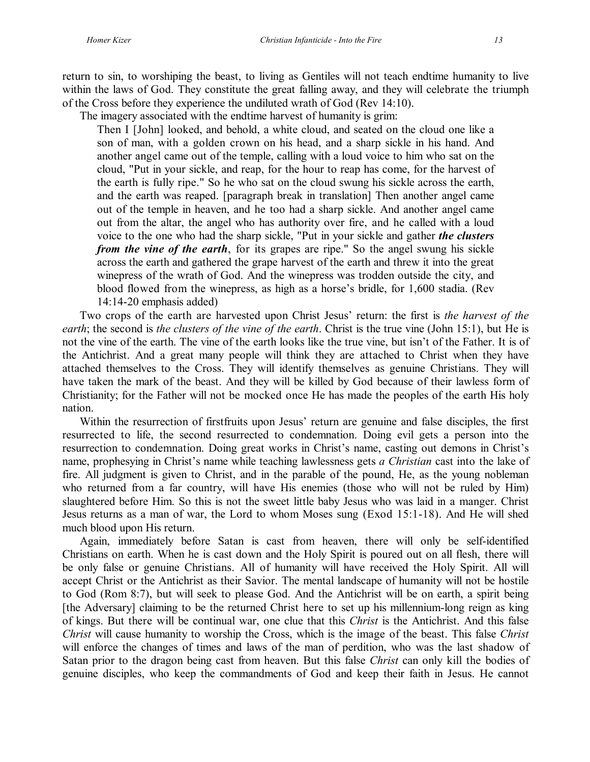return to sin, to worshiping the beast, to living as Gentiles will not teach endtime humanity to live within the laws of God. They constitute the great falling away, and they will celebrate the triumph of the Cross before they experience the undiluted wrath of God (Rev 14:10).

The imagery associated with the endtime harvest of humanity is grim:

> Then I [John] looked, and behold, a white cloud, and seated on the cloud one like a son of man, with a golden crown on his head, and a sharp sickle in his hand. And another angel came out of the temple, calling with a loud voice to him who sat on the cloud, "Put in your sickle, and reap, for the hour to reap has come, for the harvest of the earth is fully ripe." So he who sat on the cloud swung his sickle across the earth, and the earth was reaped. [paragraph break in translation] Then another angel came out of the temple in heaven, and he too had a sharp sickle. And another angel came out from the altar, the angel who has authority over fire, and he called with a loud voice to the one who had the sharp sickle, "Put in your sickle and gather ***the clusters from the vine of the earth***, for its grapes are ripe." So the angel swung his sickle across the earth and gathered the grape harvest of the earth and threw it into the great winepress of the wrath of God. And the winepress was trodden outside the city, and blood flowed from the winepress, as high as a horse's bridle, for 1,600 stadia. (Rev 14:14-20 emphasis added)

Two crops of the earth are harvested upon Christ Jesus' return: the first is *the harvest of the earth*; the second is *the clusters of the vine of the earth*. Christ is the true vine (John 15:1), but He is not the vine of the earth. The vine of the earth looks like the true vine, but isn't of the Father. It is of the Antichrist. And a great many people will think they are attached to Christ when they have attached themselves to the Cross. They will identify themselves as genuine Christians. They will have taken the mark of the beast. And they will be killed by God because of their lawless form of Christianity; for the Father will not be mocked once He has made the peoples of the earth His holy nation.

Within the resurrection of firstfruits upon Jesus' return are genuine and false disciples, the first resurrected to life, the second resurrected to condemnation. Doing evil gets a person into the resurrection to condemnation. Doing great works in Christ's name, casting out demons in Christ's name, prophesying in Christ's name while teaching lawlessness gets *a Christian* cast into the lake of fire. All judgment is given to Christ, and in the parable of the pound, He, as the young nobleman who returned from a far country, will have His enemies (those who will not be ruled by Him) slaughtered before Him. So this is not the sweet little baby Jesus who was laid in a manger. Christ Jesus returns as a man of war, the Lord to whom Moses sung (Exod 15:1-18). And He will shed much blood upon His return.

Again, immediately before Satan is cast from heaven, there will only be self-identified Christians on earth. When he is cast down and the Holy Spirit is poured out on all flesh, there will be only false or genuine Christians. All of humanity will have received the Holy Spirit. All will accept Christ or the Antichrist as their Savior. The mental landscape of humanity will not be hostile to God (Rom 8:7), but will seek to please God. And the Antichrist will be on earth, a spirit being [the Adversary] claiming to be the returned Christ here to set up his millennium-long reign as king of kings. But there will be continual war, one clue that this *Christ* is the Antichrist. And this false *Christ* will cause humanity to worship the Cross, which is the image of the beast. This false *Christ* will enforce the changes of times and laws of the man of perdition, who was the last shadow of Satan prior to the dragon being cast from heaven. But this false *Christ* can only kill the bodies of genuine disciples, who keep the commandments of God and keep their faith in Jesus. He cannot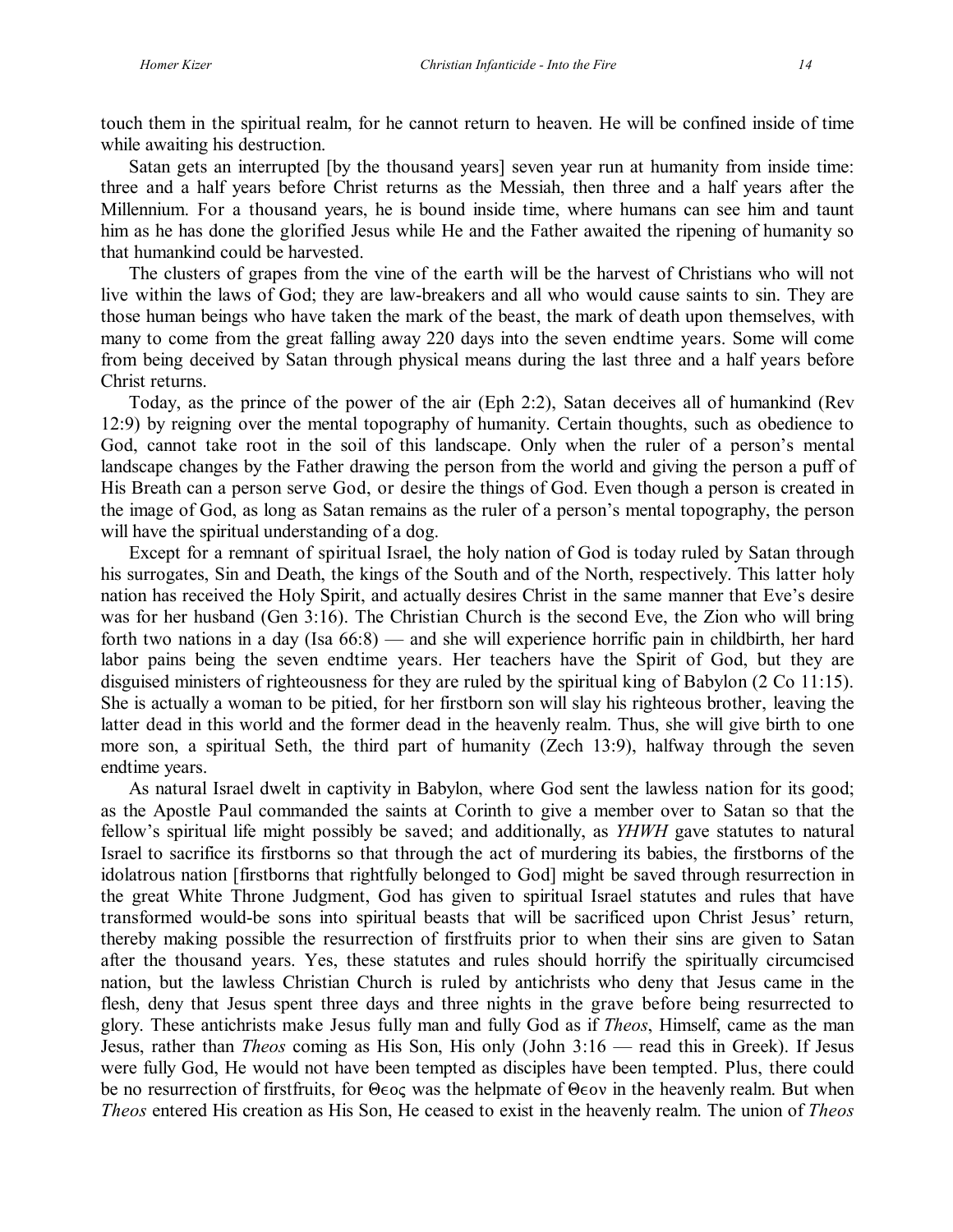touch them in the spiritual realm, for he cannot return to heaven. He will be confined inside of time while awaiting his destruction.

Satan gets an interrupted [by the thousand years] seven year run at humanity from inside time: three and a half years before Christ returns as the Messiah, then three and a half years after the Millennium. For a thousand years, he is bound inside time, where humans can see him and taunt him as he has done the glorified Jesus while He and the Father awaited the ripening of humanity so that humankind could be harvested.

The clusters of grapes from the vine of the earth will be the harvest of Christians who will not live within the laws of God; they are law-breakers and all who would cause saints to sin. They are those human beings who have taken the mark of the beast, the mark of death upon themselves, with many to come from the great falling away 220 days into the seven endtime years. Some will come from being deceived by Satan through physical means during the last three and a half years before Christ returns.

Today, as the prince of the power of the air (Eph 2:2), Satan deceives all of humankind (Rev 12:9) by reigning over the mental topography of humanity. Certain thoughts, such as obedience to God, cannot take root in the soil of this landscape. Only when the ruler of a person's mental landscape changes by the Father drawing the person from the world and giving the person a puff of His Breath can a person serve God, or desire the things of God. Even though a person is created in the image of God, as long as Satan remains as the ruler of a person's mental topography, the person will have the spiritual understanding of a dog.

Except for a remnant of spiritual Israel, the holy nation of God is today ruled by Satan through his surrogates, Sin and Death, the kings of the South and of the North, respectively. This latter holy nation has received the Holy Spirit, and actually desires Christ in the same manner that Eve's desire was for her husband (Gen 3:16). The Christian Church is the second Eve, the Zion who will bring forth two nations in a day (Isa 66:8) — and she will experience horrific pain in childbirth, her hard labor pains being the seven endtime years. Her teachers have the Spirit of God, but they are disguised ministers of righteousness for they are ruled by the spiritual king of Babylon (2 Co 11:15). She is actually a woman to be pitied, for her firstborn son will slay his righteous brother, leaving the latter dead in this world and the former dead in the heavenly realm. Thus, she will give birth to one more son, a spiritual Seth, the third part of humanity (Zech 13:9), halfway through the seven endtime years.

As natural Israel dwelt in captivity in Babylon, where God sent the lawless nation for its good; as the Apostle Paul commanded the saints at Corinth to give a member over to Satan so that the fellow's spiritual life might possibly be saved; and additionally, as *YHWH* gave statutes to natural Israel to sacrifice its firstborns so that through the act of murdering its babies, the firstborns of the idolatrous nation [firstborns that rightfully belonged to God] might be saved through resurrection in the great White Throne Judgment, God has given to spiritual Israel statutes and rules that have transformed would-be sons into spiritual beasts that will be sacrificed upon Christ Jesus' return, thereby making possible the resurrection of firstfruits prior to when their sins are given to Satan after the thousand years. Yes, these statutes and rules should horrify the spiritually circumcised nation, but the lawless Christian Church is ruled by antichrists who deny that Jesus came in the flesh, deny that Jesus spent three days and three nights in the grave before being resurrected to glory. These antichrists make Jesus fully man and fully God as if *Theos*, Himself, came as the man Jesus, rather than *Theos* coming as His Son, His only (John 3:16 — read this in Greek). If Jesus were fully God, He would not have been tempted as disciples have been tempted. Plus, there could be no resurrection of firstfruits, for Θεος was the helpmate of Θεον in the heavenly realm. But when *Theos* entered His creation as His Son, He ceased to exist in the heavenly realm. The union of *Theos*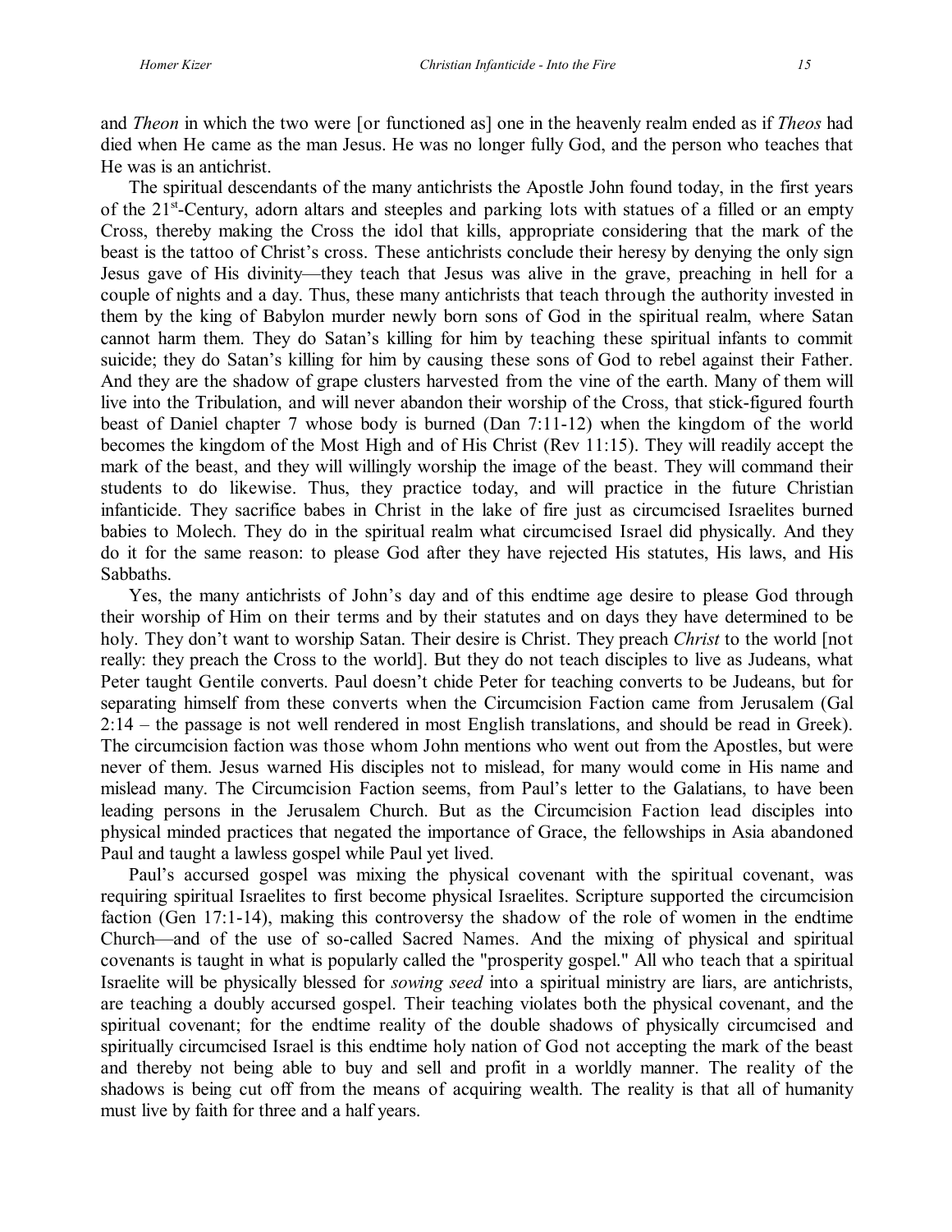and *Theon* in which the two were [or functioned as] one in the heavenly realm ended as if *Theos* had died when He came as the man Jesus. He was no longer fully God, and the person who teaches that He was is an antichrist.

The spiritual descendants of the many antichrists the Apostle John found today, in the first years of the 21st-Century, adorn altars and steeples and parking lots with statues of a filled or an empty Cross, thereby making the Cross the idol that kills, appropriate considering that the mark of the beast is the tattoo of Christ's cross. These antichrists conclude their heresy by denying the only sign Jesus gave of His divinity—they teach that Jesus was alive in the grave, preaching in hell for a couple of nights and a day. Thus, these many antichrists that teach through the authority invested in them by the king of Babylon murder newly born sons of God in the spiritual realm, where Satan cannot harm them. They do Satan's killing for him by teaching these spiritual infants to commit suicide; they do Satan's killing for him by causing these sons of God to rebel against their Father. And they are the shadow of grape clusters harvested from the vine of the earth. Many of them will live into the Tribulation, and will never abandon their worship of the Cross, that stick-figured fourth beast of Daniel chapter 7 whose body is burned (Dan 7:11-12) when the kingdom of the world becomes the kingdom of the Most High and of His Christ (Rev 11:15). They will readily accept the mark of the beast, and they will willingly worship the image of the beast. They will command their students to do likewise. Thus, they practice today, and will practice in the future Christian infanticide. They sacrifice babes in Christ in the lake of fire just as circumcised Israelites burned babies to Molech. They do in the spiritual realm what circumcised Israel did physically. And they do it for the same reason: to please God after they have rejected His statutes, His laws, and His Sabbaths.

Yes, the many antichrists of John's day and of this endtime age desire to please God through their worship of Him on their terms and by their statutes and on days they have determined to be holy. They don't want to worship Satan. Their desire is Christ. They preach *Christ* to the world [not really: they preach the Cross to the world]. But they do not teach disciples to live as Judeans, what Peter taught Gentile converts. Paul doesn't chide Peter for teaching converts to be Judeans, but for separating himself from these converts when the Circumcision Faction came from Jerusalem (Gal 2:14 – the passage is not well rendered in most English translations, and should be read in Greek). The circumcision faction was those whom John mentions who went out from the Apostles, but were never of them. Jesus warned His disciples not to mislead, for many would come in His name and mislead many. The Circumcision Faction seems, from Paul's letter to the Galatians, to have been leading persons in the Jerusalem Church. But as the Circumcision Faction lead disciples into physical minded practices that negated the importance of Grace, the fellowships in Asia abandoned Paul and taught a lawless gospel while Paul yet lived.

Paul's accursed gospel was mixing the physical covenant with the spiritual covenant, was requiring spiritual Israelites to first become physical Israelites. Scripture supported the circumcision faction (Gen 17:1-14), making this controversy the shadow of the role of women in the endtime Church—and of the use of so-called Sacred Names. And the mixing of physical and spiritual covenants is taught in what is popularly called the "prosperity gospel." All who teach that a spiritual Israelite will be physically blessed for *sowing seed* into a spiritual ministry are liars, are antichrists, are teaching a doubly accursed gospel. Their teaching violates both the physical covenant, and the spiritual covenant; for the endtime reality of the double shadows of physically circumcised and spiritually circumcised Israel is this endtime holy nation of God not accepting the mark of the beast and thereby not being able to buy and sell and profit in a worldly manner. The reality of the shadows is being cut off from the means of acquiring wealth. The reality is that all of humanity must live by faith for three and a half years.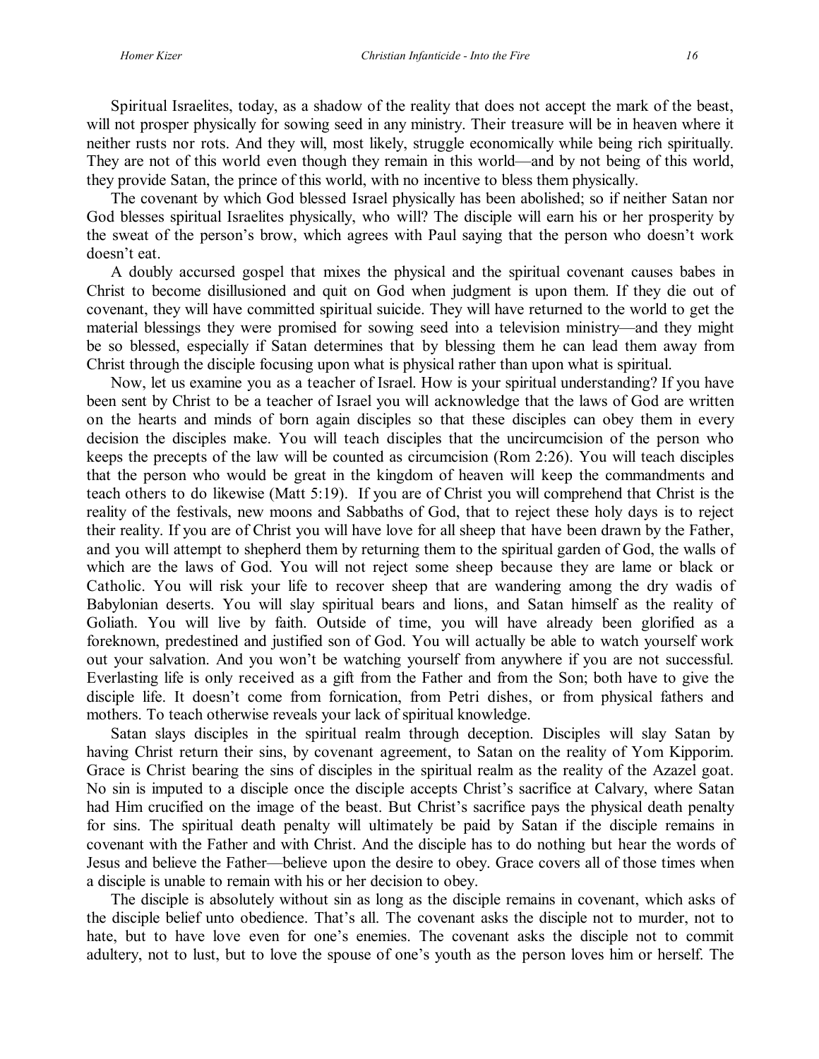Spiritual Israelites, today, as a shadow of the reality that does not accept the mark of the beast, will not prosper physically for sowing seed in any ministry. Their treasure will be in heaven where it neither rusts nor rots. And they will, most likely, struggle economically while being rich spiritually. They are not of this world even though they remain in this world—and by not being of this world, they provide Satan, the prince of this world, with no incentive to bless them physically.

The covenant by which God blessed Israel physically has been abolished; so if neither Satan nor God blesses spiritual Israelites physically, who will? The disciple will earn his or her prosperity by the sweat of the person's brow, which agrees with Paul saying that the person who doesn't work doesn't eat.

A doubly accursed gospel that mixes the physical and the spiritual covenant causes babes in Christ to become disillusioned and quit on God when judgment is upon them. If they die out of covenant, they will have committed spiritual suicide. They will have returned to the world to get the material blessings they were promised for sowing seed into a television ministry—and they might be so blessed, especially if Satan determines that by blessing them he can lead them away from Christ through the disciple focusing upon what is physical rather than upon what is spiritual.

Now, let us examine you as a teacher of Israel. How is your spiritual understanding? If you have been sent by Christ to be a teacher of Israel you will acknowledge that the laws of God are written on the hearts and minds of born again disciples so that these disciples can obey them in every decision the disciples make. You will teach disciples that the uncircumcision of the person who keeps the precepts of the law will be counted as circumcision (Rom 2:26). You will teach disciples that the person who would be great in the kingdom of heaven will keep the commandments and teach others to do likewise (Matt 5:19). If you are of Christ you will comprehend that Christ is the reality of the festivals, new moons and Sabbaths of God, that to reject these holy days is to reject their reality. If you are of Christ you will have love for all sheep that have been drawn by the Father, and you will attempt to shepherd them by returning them to the spiritual garden of God, the walls of which are the laws of God. You will not reject some sheep because they are lame or black or Catholic. You will risk your life to recover sheep that are wandering among the dry wadis of Babylonian deserts. You will slay spiritual bears and lions, and Satan himself as the reality of Goliath. You will live by faith. Outside of time, you will have already been glorified as a foreknown, predestined and justified son of God. You will actually be able to watch yourself work out your salvation. And you won't be watching yourself from anywhere if you are not successful. Everlasting life is only received as a gift from the Father and from the Son; both have to give the disciple life. It doesn't come from fornication, from Petri dishes, or from physical fathers and mothers. To teach otherwise reveals your lack of spiritual knowledge.

Satan slays disciples in the spiritual realm through deception. Disciples will slay Satan by having Christ return their sins, by covenant agreement, to Satan on the reality of Yom Kipporim. Grace is Christ bearing the sins of disciples in the spiritual realm as the reality of the Azazel goat. No sin is imputed to a disciple once the disciple accepts Christ's sacrifice at Calvary, where Satan had Him crucified on the image of the beast. But Christ's sacrifice pays the physical death penalty for sins. The spiritual death penalty will ultimately be paid by Satan if the disciple remains in covenant with the Father and with Christ. And the disciple has to do nothing but hear the words of Jesus and believe the Father—believe upon the desire to obey. Grace covers all of those times when a disciple is unable to remain with his or her decision to obey.

The disciple is absolutely without sin as long as the disciple remains in covenant, which asks of the disciple belief unto obedience. That's all. The covenant asks the disciple not to murder, not to hate, but to have love even for one's enemies. The covenant asks the disciple not to commit adultery, not to lust, but to love the spouse of one's youth as the person loves him or herself. The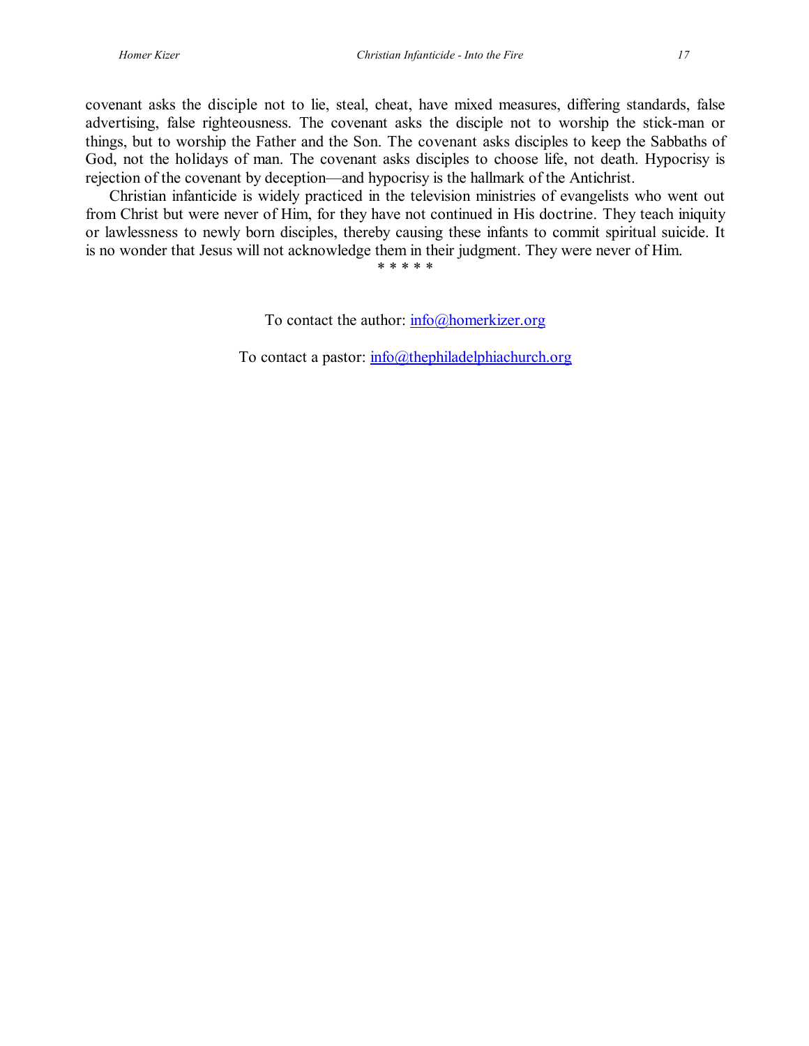covenant asks the disciple not to lie, steal, cheat, have mixed measures, differing standards, false advertising, false righteousness. The covenant asks the disciple not to worship the stick-man or things, but to worship the Father and the Son. The covenant asks disciples to keep the Sabbaths of God, not the holidays of man. The covenant asks disciples to choose life, not death. Hypocrisy is rejection of the covenant by deception—and hypocrisy is the hallmark of the Antichrist.

Christian infanticide is widely practiced in the television ministries of evangelists who went out from Christ but were never of Him, for they have not continued in His doctrine. They teach iniquity or lawlessness to newly born disciples, thereby causing these infants to commit spiritual suicide. It is no wonder that Jesus will not acknowledge them in their judgment. They were never of Him.

* * * * *

To contact the author: info@homerkizer.org

To contact a pastor: info@thephiladelphiachurch.org